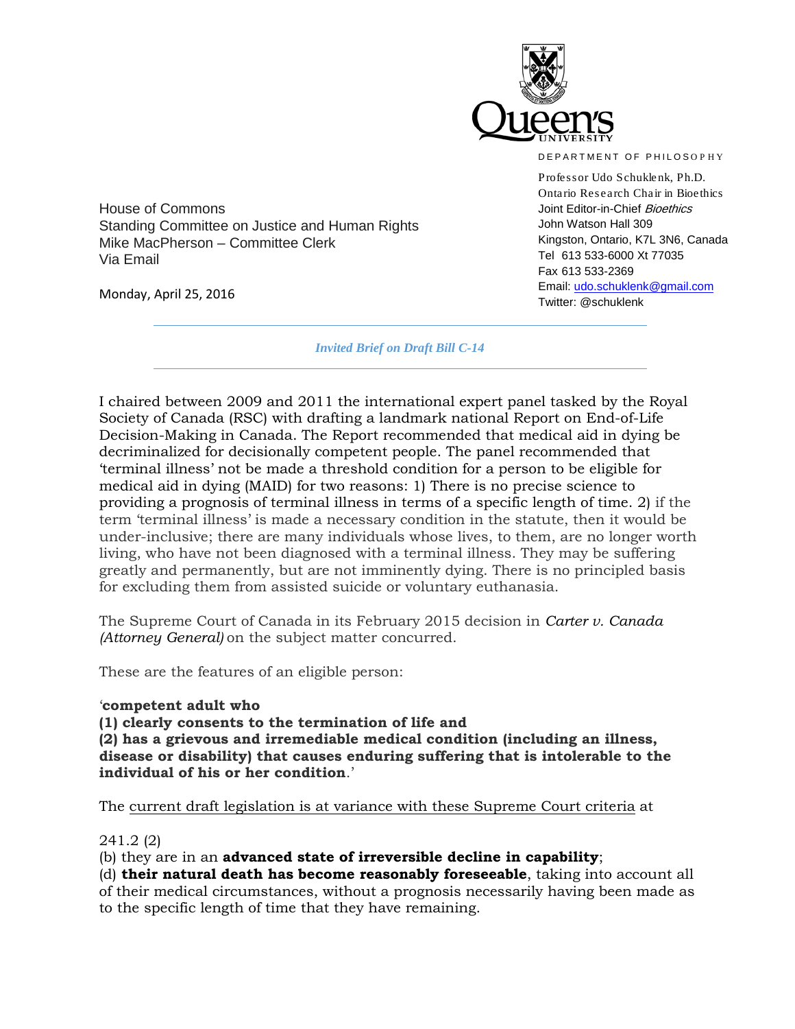Queen's University

DEPARTMENT OF PHILOSOPHY

Professor Udo Schuklenk, Ph.D.
Ontario Research Chair in Bioethics
Joint Editor-in-Chief *Bioethics*
John Watson Hall 309
Kingston, Ontario, K7L 3N6, Canada
Tel 613 533-6000 Xt 77035
Fax 613 533-2369
Email: udo.schuklenk@gmail.com
Twitter: @schuklenk

House of Commons
Standing Committee on Justice and Human Rights
Mike MacPherson – Committee Clerk
Via Email

Monday, April 25, 2016

---

*Invited Brief on Draft Bill C-14*

---

I chaired between 2009 and 2011 the international expert panel tasked by the Royal Society of Canada (RSC) with drafting a landmark national Report on End-of-Life Decision-Making in Canada. The Report recommended that medical aid in dying be decriminalized for decisionally competent people. The panel recommended that 'terminal illness' not be made a threshold condition for a person to be eligible for medical aid in dying (MAID) for two reasons: 1) There is no precise science to providing a prognosis of terminal illness in terms of a specific length of time. 2) if the term 'terminal illness' is made a necessary condition in the statute, then it would be under-inclusive; there are many individuals whose lives, to them, are no longer worth living, who have not been diagnosed with a terminal illness. They may be suffering greatly and permanently, but are not imminently dying. There is no principled basis for excluding them from assisted suicide or voluntary euthanasia.

The Supreme Court of Canada in its February 2015 decision in *Carter v. Canada (Attorney General)* on the subject matter concurred.

These are the features of an eligible person:

'**competent adult who**
**(1) clearly consents to the termination of life and**
**(2) has a grievous and irremediable medical condition (including an illness, disease or disability) that causes enduring suffering that is intolerable to the individual of his or her condition**.'

The current draft legislation is at variance with these Supreme Court criteria at

241.2 (2)
(b) they are in an **advanced state of irreversible decline in capability**;
(d) **their natural death has become reasonably foreseeable**, taking into account all of their medical circumstances, without a prognosis necessarily having been made as to the specific length of time that they have remaining.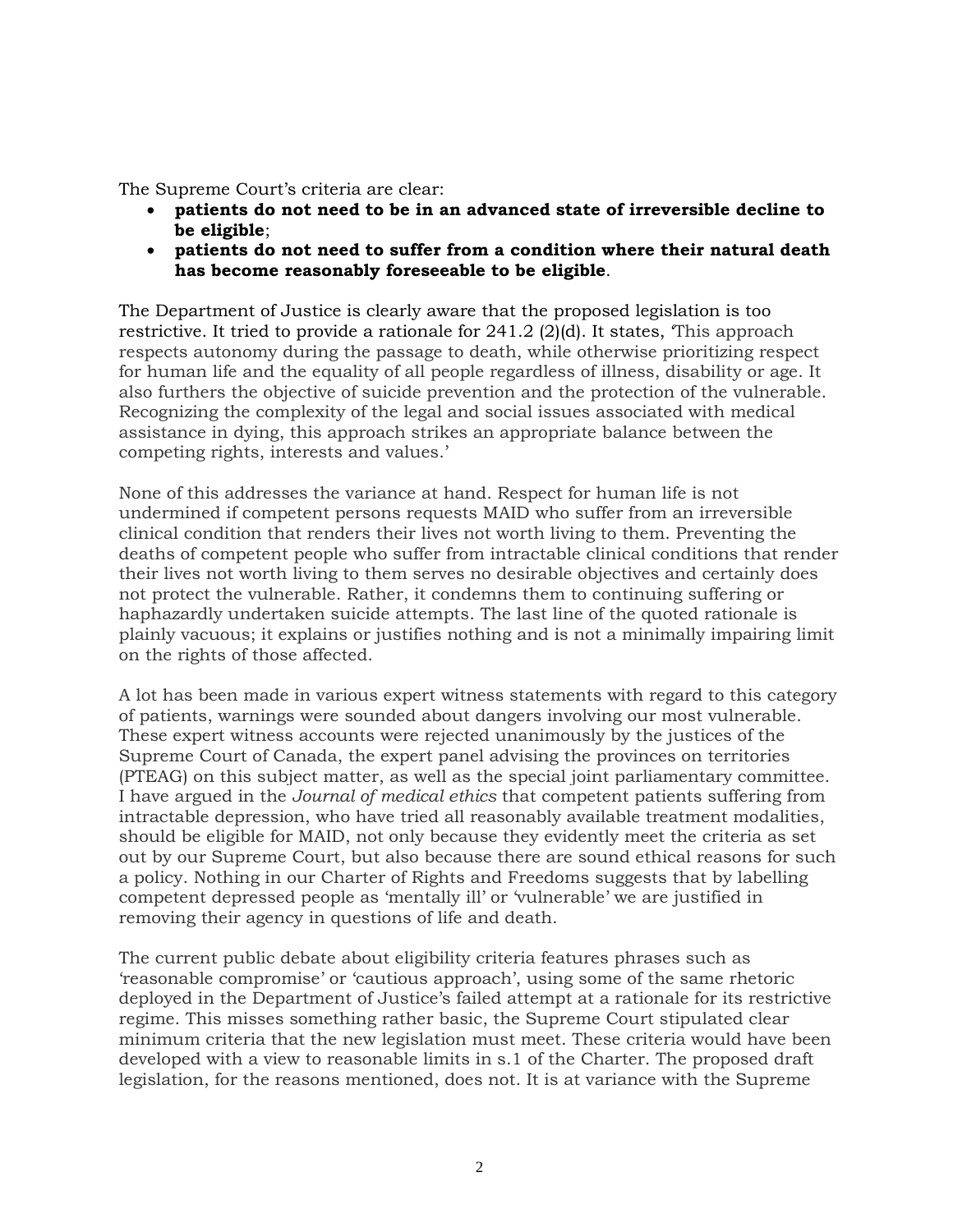The Supreme Court's criteria are clear:

- **patients do not need to be in an advanced state of irreversible decline to be eligible**;
- **patients do not need to suffer from a condition where their natural death has become reasonably foreseeable to be eligible**.

The Department of Justice is clearly aware that the proposed legislation is too restrictive. It tried to provide a rationale for 241.2 (2)(d). It states, 'This approach respects autonomy during the passage to death, while otherwise prioritizing respect for human life and the equality of all people regardless of illness, disability or age. It also furthers the objective of suicide prevention and the protection of the vulnerable. Recognizing the complexity of the legal and social issues associated with medical assistance in dying, this approach strikes an appropriate balance between the competing rights, interests and values.'

None of this addresses the variance at hand. Respect for human life is not undermined if competent persons requests MAID who suffer from an irreversible clinical condition that renders their lives not worth living to them. Preventing the deaths of competent people who suffer from intractable clinical conditions that render their lives not worth living to them serves no desirable objectives and certainly does not protect the vulnerable. Rather, it condemns them to continuing suffering or haphazardly undertaken suicide attempts. The last line of the quoted rationale is plainly vacuous; it explains or justifies nothing and is not a minimally impairing limit on the rights of those affected.

A lot has been made in various expert witness statements with regard to this category of patients, warnings were sounded about dangers involving our most vulnerable. These expert witness accounts were rejected unanimously by the justices of the Supreme Court of Canada, the expert panel advising the provinces on territories (PTEAG) on this subject matter, as well as the special joint parliamentary committee. I have argued in the *Journal of medical ethics* that competent patients suffering from intractable depression, who have tried all reasonably available treatment modalities, should be eligible for MAID, not only because they evidently meet the criteria as set out by our Supreme Court, but also because there are sound ethical reasons for such a policy. Nothing in our Charter of Rights and Freedoms suggests that by labelling competent depressed people as 'mentally ill' or 'vulnerable' we are justified in removing their agency in questions of life and death.

The current public debate about eligibility criteria features phrases such as 'reasonable compromise' or 'cautious approach', using some of the same rhetoric deployed in the Department of Justice's failed attempt at a rationale for its restrictive regime. This misses something rather basic, the Supreme Court stipulated clear minimum criteria that the new legislation must meet. These criteria would have been developed with a view to reasonable limits in s.1 of the Charter. The proposed draft legislation, for the reasons mentioned, does not. It is at variance with the Supreme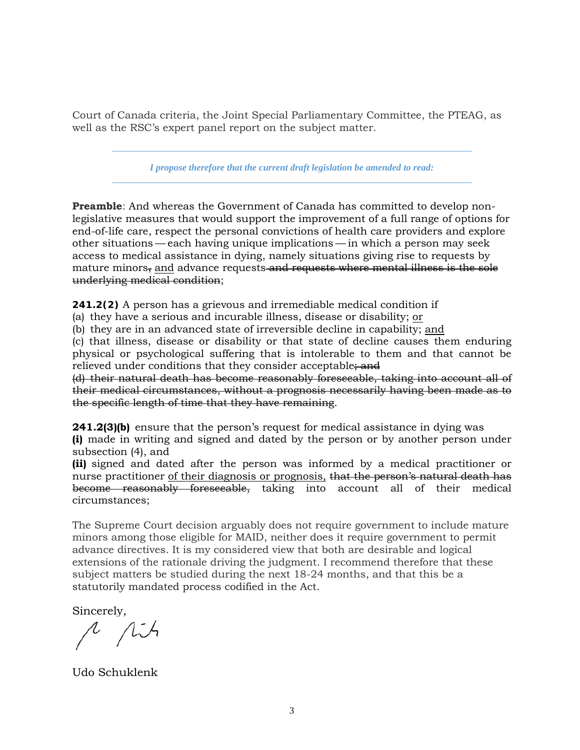Court of Canada criteria, the Joint Special Parliamentary Committee, the PTEAG, as well as the RSC's expert panel report on the subject matter.

---

*I propose therefore that the current draft legislation be amended to read:*

---

**Preamble**: And whereas the Government of Canada has committed to develop non-legislative measures that would support the improvement of a full range of options for end-of-life care, respect the personal convictions of health care providers and explore other situations — each having unique implications — in which a person may seek access to medical assistance in dying, namely situations giving rise to requests by mature minors~~,~~ <u>and</u> advance requests ~~and requests where mental illness is the sole underlying medical condition~~;

**241.2(2)** A person has a grievous and irremediable medical condition if
(a) they have a serious and incurable illness, disease or disability; <u>or</u>
(b) they are in an advanced state of irreversible decline in capability; <u>and</u>
(c) that illness, disease or disability or that state of decline causes them enduring physical or psychological suffering that is intolerable to them and that cannot be relieved under conditions that they consider acceptable~~; and~~
~~(d) their natural death has become reasonably foreseeable, taking into account all of their medical circumstances, without a prognosis necessarily having been made as to the specific length of time that they have remaining~~.

**241.2(3)(b)** ensure that the person's request for medical assistance in dying was
**(i)** made in writing and signed and dated by the person or by another person under subsection (4), and
**(ii)** signed and dated after the person was informed by a medical practitioner or nurse practitioner <u>of their diagnosis or prognosis,</u> ~~that the person's natural death has become reasonably foreseeable,~~ taking into account all of their medical circumstances;

The Supreme Court decision arguably does not require government to include mature minors among those eligible for MAID, neither does it require government to permit advance directives. It is my considered view that both are desirable and logical extensions of the rationale driving the judgment. I recommend therefore that these subject matters be studied during the next 18-24 months, and that this be a statutorily mandated process codified in the Act.

Sincerely,

Udo Schuklenk